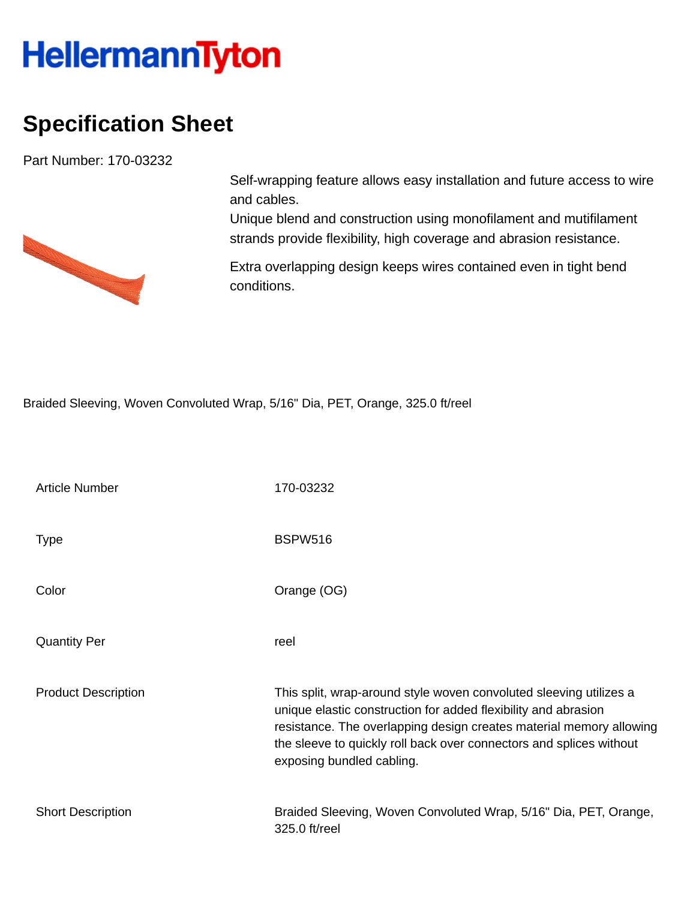HellermannTyton

# Specification Sheet

Part Number: 170-03232

Self-wrapping feature allows easy installation and future access to wire and cables.
Unique blend and construction using monofilament and mutifilament strands provide flexibility, high coverage and abrasion resistance.

Extra overlapping design keeps wires contained even in tight bend conditions.

Braided Sleeving, Woven Convoluted Wrap, 5/16" Dia, PET, Orange, 325.0 ft/reel

| | |
|---|---|
| Article Number | 170-03232 |
| Type | BSPW516 |
| Color | Orange (OG) |
| Quantity Per | reel |
| Product Description | This split, wrap-around style woven convoluted sleeving utilizes a unique elastic construction for added flexibility and abrasion resistance. The overlapping design creates material memory allowing the sleeve to quickly roll back over connectors and splices without exposing bundled cabling. |
| Short Description | Braided Sleeving, Woven Convoluted Wrap, 5/16" Dia, PET, Orange, 325.0 ft/reel |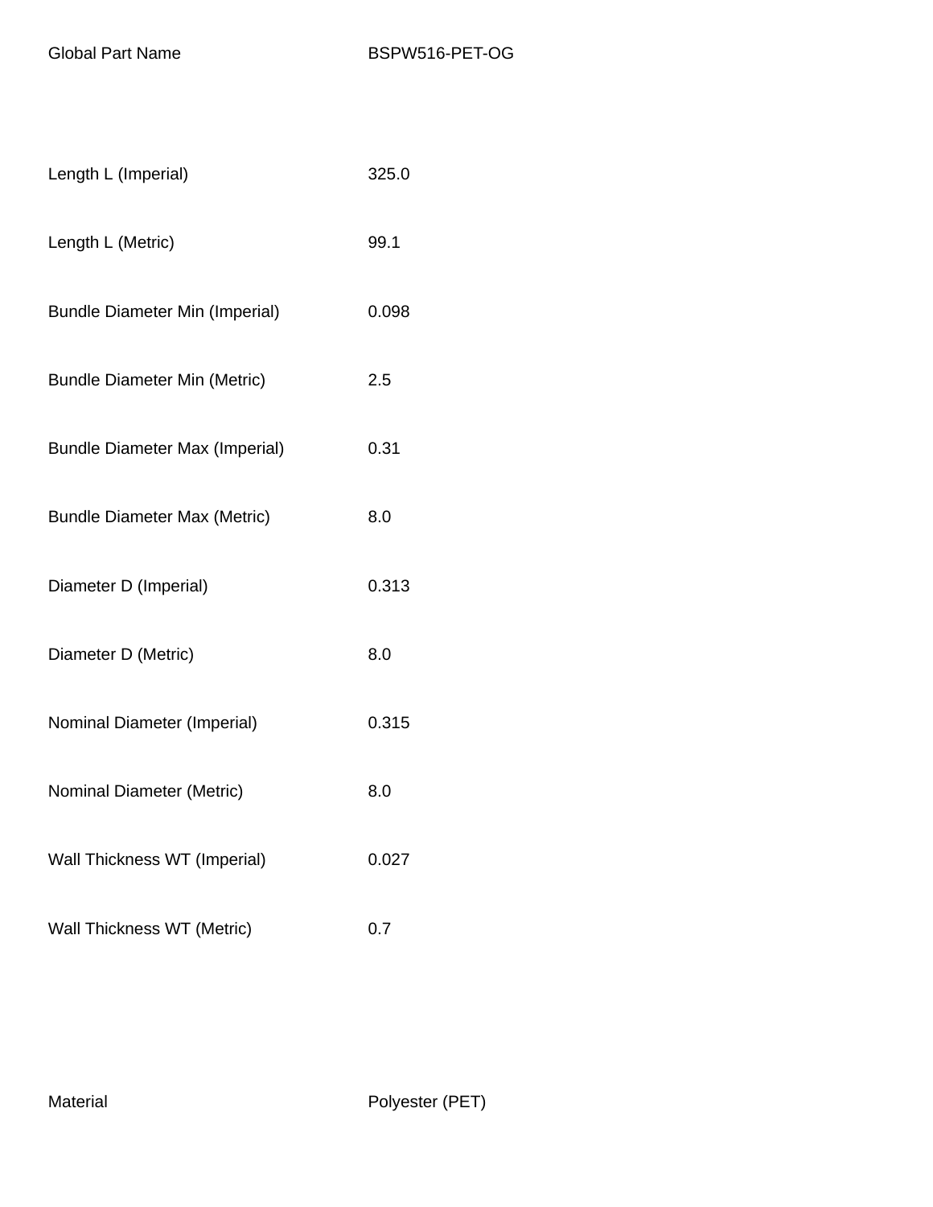| | |
|---|---|
| Global Part Name | BSPW516-PET-OG |
| Length L (Imperial) | 325.0 |
| Length L (Metric) | 99.1 |
| Bundle Diameter Min (Imperial) | 0.098 |
| Bundle Diameter Min (Metric) | 2.5 |
| Bundle Diameter Max (Imperial) | 0.31 |
| Bundle Diameter Max (Metric) | 8.0 |
| Diameter D (Imperial) | 0.313 |
| Diameter D (Metric) | 8.0 |
| Nominal Diameter (Imperial) | 0.315 |
| Nominal Diameter (Metric) | 8.0 |
| Wall Thickness WT (Imperial) | 0.027 |
| Wall Thickness WT (Metric) | 0.7 |
| Material | Polyester (PET) |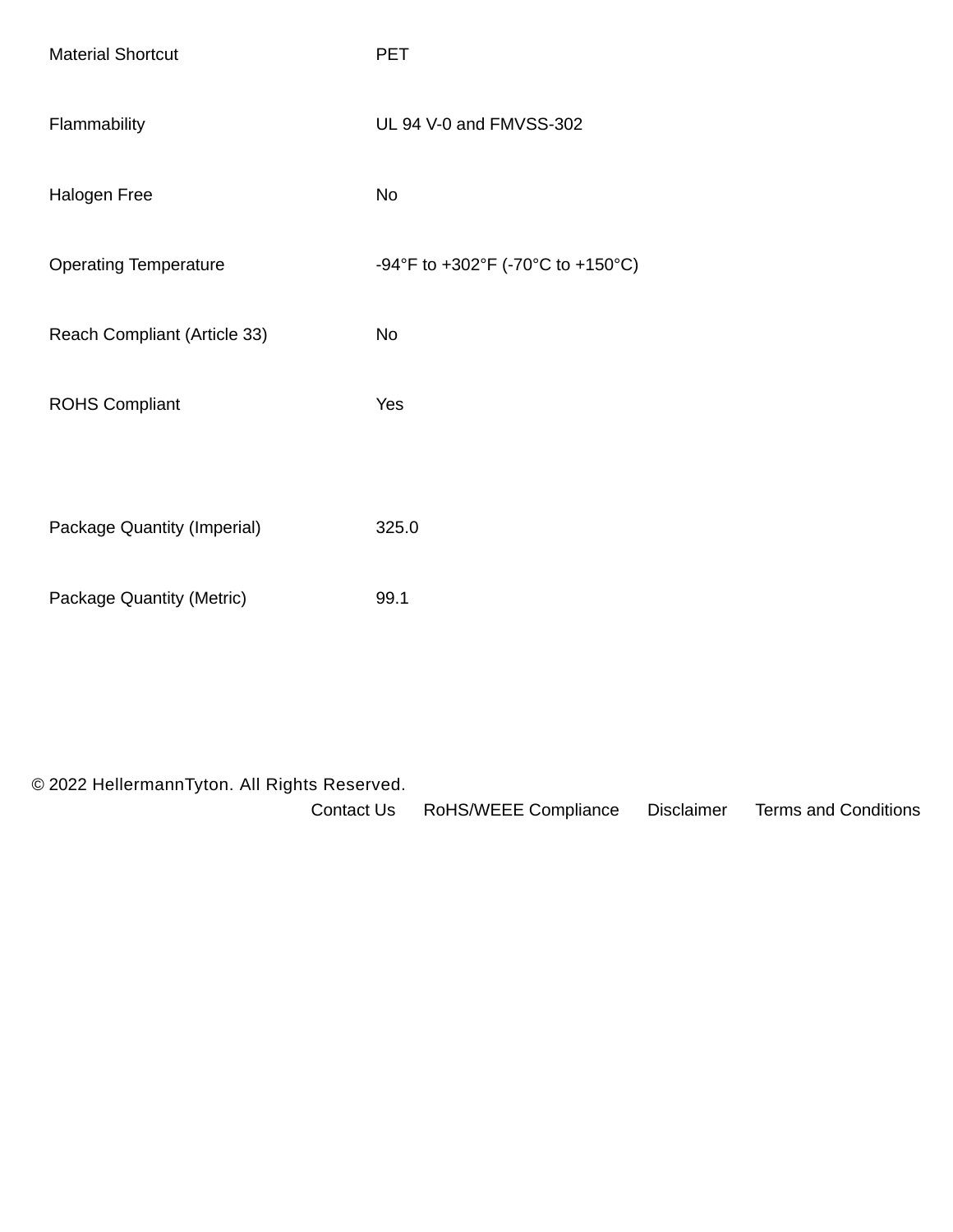| | |
|---|---|
| Material Shortcut | PET |
| Flammability | UL 94 V-0 and FMVSS-302 |
| Halogen Free | No |
| Operating Temperature | -94°F to +302°F (-70°C to +150°C) |
| Reach Compliant (Article 33) | No |
| ROHS Compliant | Yes |

| | |
|---|---|
| Package Quantity (Imperial) | 325.0 |
| Package Quantity (Metric) | 99.1 |

© 2022 HellermannTyton. All Rights Reserved.

Contact Us RoHS/WEEE Compliance Disclaimer Terms and Conditions